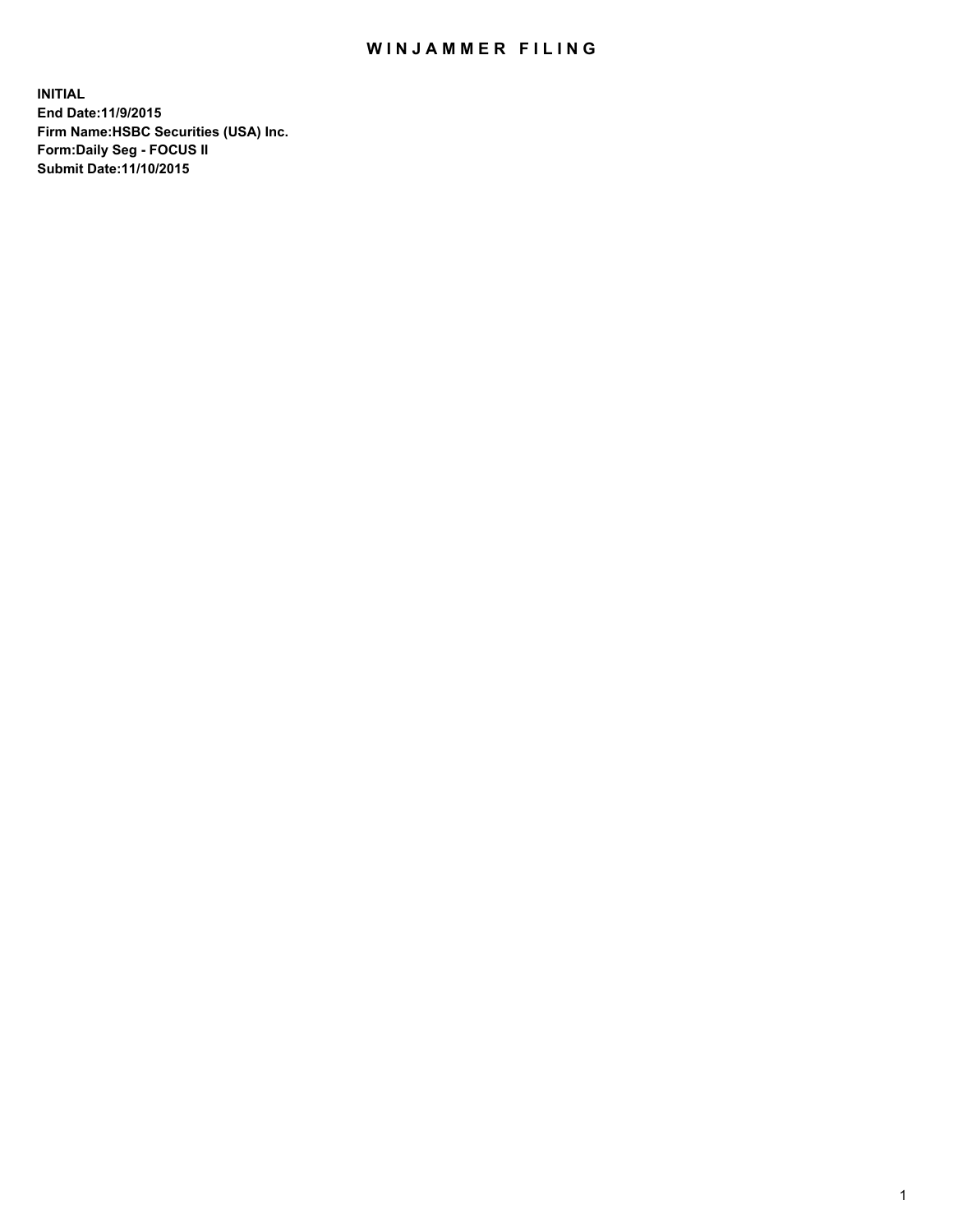# WINJAMMER FILING

**INITIAL**
**End Date:11/9/2015**
**Firm Name:HSBC Securities (USA) Inc.**
**Form:Daily Seg - FOCUS II**
**Submit Date:11/10/2015**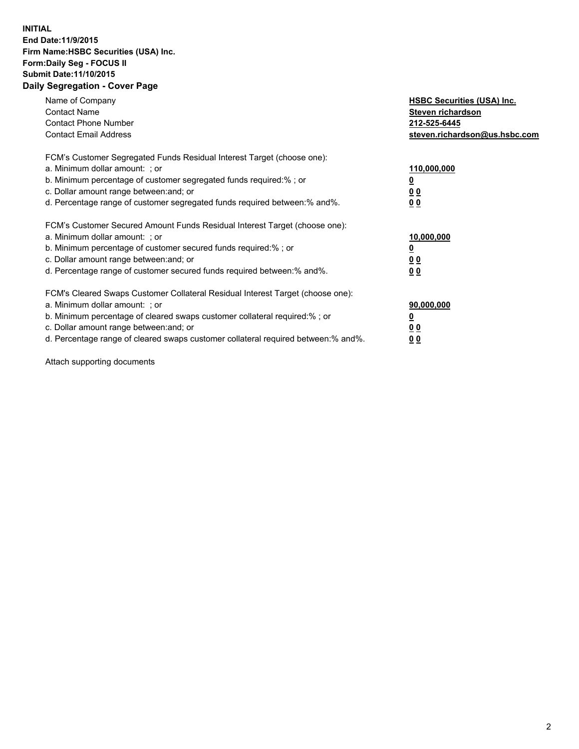**INITIAL**
**End Date:11/9/2015**
**Firm Name:HSBC Securities (USA) Inc.**
**Form:Daily Seg - FOCUS II**
**Submit Date:11/10/2015**

## Daily Segregation - Cover Page

| | |
|---|---|
| Name of Company | **HSBC Securities (USA) Inc.** |
| Contact Name | **Steven richardson** |
| Contact Phone Number | **212-525-6445** |
| Contact Email Address | **steven.richardson@us.hsbc.com** |

FCM's Customer Segregated Funds Residual Interest Target (choose one):

| | |
|---|---|
| a. Minimum dollar amount: ; or | **110,000,000** |
| b. Minimum percentage of customer segregated funds required:% ; or | **0** |
| c. Dollar amount range between:and; or | **0 0** |
| d. Percentage range of customer segregated funds required between:% and%. | **0 0** |

FCM's Customer Secured Amount Funds Residual Interest Target (choose one):

| | |
|---|---|
| a. Minimum dollar amount: ; or | **10,000,000** |
| b. Minimum percentage of customer secured funds required:% ; or | **0** |
| c. Dollar amount range between:and; or | **0 0** |
| d. Percentage range of customer secured funds required between:% and%. | **0 0** |

FCM's Cleared Swaps Customer Collateral Residual Interest Target (choose one):

| | |
|---|---|
| a. Minimum dollar amount: ; or | **90,000,000** |
| b. Minimum percentage of cleared swaps customer collateral required:% ; or | **0** |
| c. Dollar amount range between:and; or | **0 0** |
| d. Percentage range of cleared swaps customer collateral required between:% and%. | **0 0** |

Attach supporting documents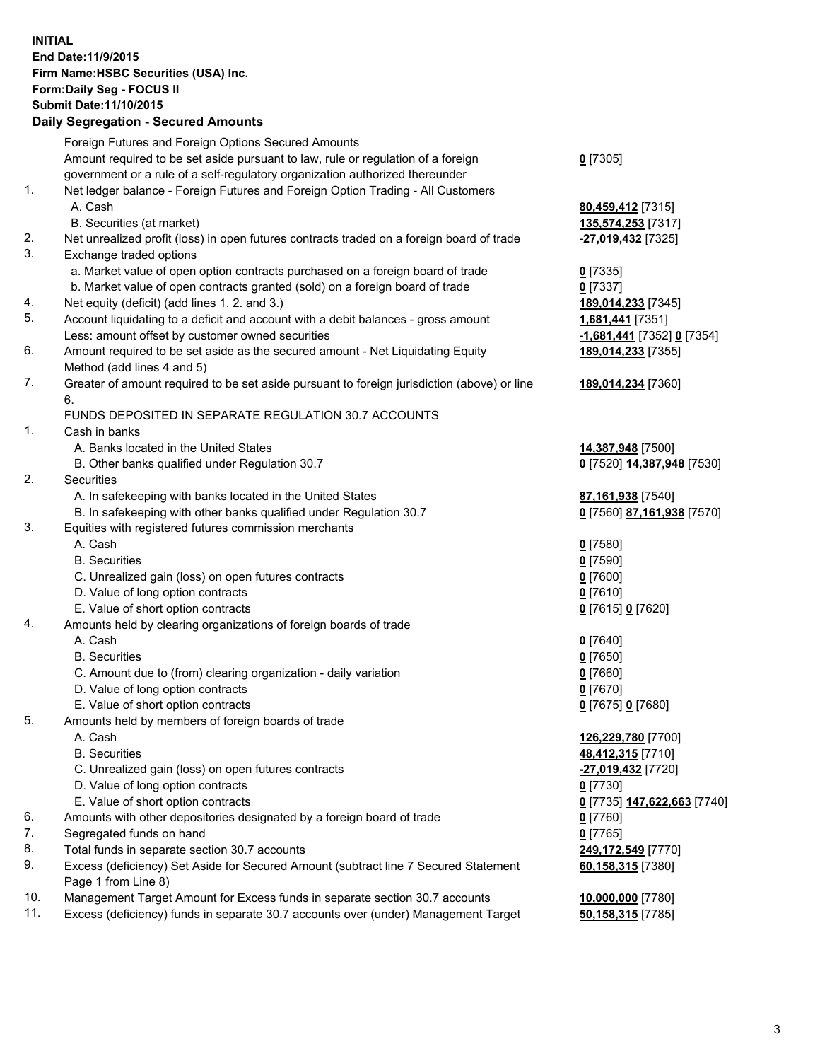**INITIAL**
**End Date:11/9/2015**
**Firm Name:HSBC Securities (USA) Inc.**
**Form:Daily Seg - FOCUS II**
**Submit Date:11/10/2015**

## Daily Segregation - Secured Amounts

| | | |
|---|---|---|
| | Foreign Futures and Foreign Options Secured Amounts | |
| | Amount required to be set aside pursuant to law, rule or regulation of a foreign government or a rule of a self-regulatory organization authorized thereunder | **0** [7305] |
| 1. | Net ledger balance - Foreign Futures and Foreign Option Trading - All Customers | |
| | A. Cash | **80,459,412** [7315] |
| | B. Securities (at market) | **135,574,253** [7317] |
| 2. | Net unrealized profit (loss) in open futures contracts traded on a foreign board of trade | **-27,019,432** [7325] |
| 3. | Exchange traded options | |
| | a. Market value of open option contracts purchased on a foreign board of trade | **0** [7335] |
| | b. Market value of open contracts granted (sold) on a foreign board of trade | **0** [7337] |
| 4. | Net equity (deficit) (add lines 1. 2. and 3.) | **189,014,233** [7345] |
| 5. | Account liquidating to a deficit and account with a debit balances - gross amount | **1,681,441** [7351] |
| | Less: amount offset by customer owned securities | **-1,681,441** [7352] **0** [7354] |
| 6. | Amount required to be set aside as the secured amount - Net Liquidating Equity Method (add lines 4 and 5) | **189,014,233** [7355] |
| 7. | Greater of amount required to be set aside pursuant to foreign jurisdiction (above) or line 6. | **189,014,234** [7360] |
| | FUNDS DEPOSITED IN SEPARATE REGULATION 30.7 ACCOUNTS | |
| 1. | Cash in banks | |
| | A. Banks located in the United States | **14,387,948** [7500] |
| | B. Other banks qualified under Regulation 30.7 | **0** [7520] **14,387,948** [7530] |
| 2. | Securities | |
| | A. In safekeeping with banks located in the United States | **87,161,938** [7540] |
| | B. In safekeeping with other banks qualified under Regulation 30.7 | **0** [7560] **87,161,938** [7570] |
| 3. | Equities with registered futures commission merchants | |
| | A. Cash | **0** [7580] |
| | B. Securities | **0** [7590] |
| | C. Unrealized gain (loss) on open futures contracts | **0** [7600] |
| | D. Value of long option contracts | **0** [7610] |
| | E. Value of short option contracts | **0** [7615] **0** [7620] |
| 4. | Amounts held by clearing organizations of foreign boards of trade | |
| | A. Cash | **0** [7640] |
| | B. Securities | **0** [7650] |
| | C. Amount due to (from) clearing organization - daily variation | **0** [7660] |
| | D. Value of long option contracts | **0** [7670] |
| | E. Value of short option contracts | **0** [7675] **0** [7680] |
| 5. | Amounts held by members of foreign boards of trade | |
| | A. Cash | **126,229,780** [7700] |
| | B. Securities | **48,412,315** [7710] |
| | C. Unrealized gain (loss) on open futures contracts | **-27,019,432** [7720] |
| | D. Value of long option contracts | **0** [7730] |
| | E. Value of short option contracts | **0** [7735] **147,622,663** [7740] |
| 6. | Amounts with other depositories designated by a foreign board of trade | **0** [7760] |
| 7. | Segregated funds on hand | **0** [7765] |
| 8. | Total funds in separate section 30.7 accounts | **249,172,549** [7770] |
| 9. | Excess (deficiency) Set Aside for Secured Amount (subtract line 7 Secured Statement Page 1 from Line 8) | **60,158,315** [7380] |
| 10. | Management Target Amount for Excess funds in separate section 30.7 accounts | **10,000,000** [7780] |
| 11. | Excess (deficiency) funds in separate 30.7 accounts over (under) Management Target | **50,158,315** [7785] |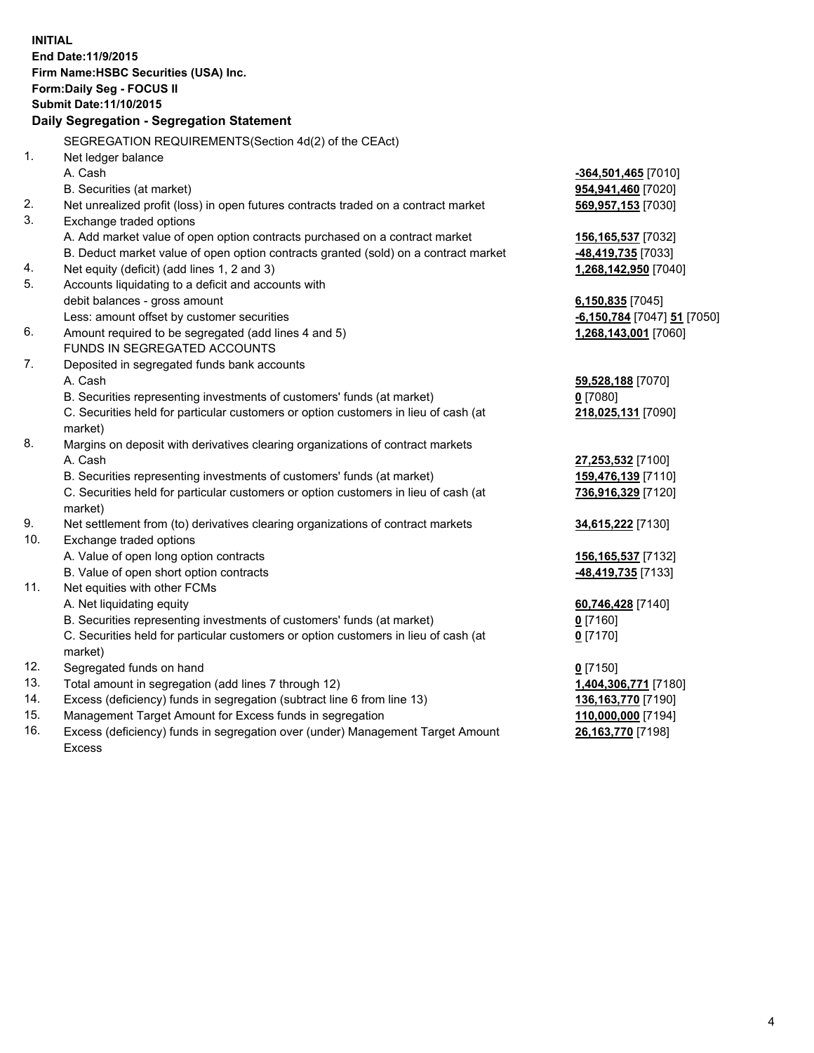**INITIAL**
**End Date:11/9/2015**
**Firm Name:HSBC Securities (USA) Inc.**
**Form:Daily Seg - FOCUS II**
**Submit Date:11/10/2015**

## Daily Segregation - Segregation Statement

| | | |
|---|---|---|
| | SEGREGATION REQUIREMENTS(Section 4d(2) of the CEAct) | |
| 1. | Net ledger balance | |
| | A. Cash | **-364,501,465** [7010] |
| | B. Securities (at market) | **954,941,460** [7020] |
| 2. | Net unrealized profit (loss) in open futures contracts traded on a contract market | **569,957,153** [7030] |
| 3. | Exchange traded options | |
| | A. Add market value of open option contracts purchased on a contract market | **156,165,537** [7032] |
| | B. Deduct market value of open option contracts granted (sold) on a contract market | **-48,419,735** [7033] |
| 4. | Net equity (deficit) (add lines 1, 2 and 3) | **1,268,142,950** [7040] |
| 5. | Accounts liquidating to a deficit and accounts with | |
| | debit balances - gross amount | **6,150,835** [7045] |
| | Less: amount offset by customer securities | **-6,150,784** [7047] **51** [7050] |
| 6. | Amount required to be segregated (add lines 4 and 5) | **1,268,143,001** [7060] |
| | FUNDS IN SEGREGATED ACCOUNTS | |
| 7. | Deposited in segregated funds bank accounts | |
| | A. Cash | **59,528,188** [7070] |
| | B. Securities representing investments of customers' funds (at market) | **0** [7080] |
| | C. Securities held for particular customers or option customers in lieu of cash (at market) | **218,025,131** [7090] |
| 8. | Margins on deposit with derivatives clearing organizations of contract markets | |
| | A. Cash | **27,253,532** [7100] |
| | B. Securities representing investments of customers' funds (at market) | **159,476,139** [7110] |
| | C. Securities held for particular customers or option customers in lieu of cash (at market) | **736,916,329** [7120] |
| 9. | Net settlement from (to) derivatives clearing organizations of contract markets | **34,615,222** [7130] |
| 10. | Exchange traded options | |
| | A. Value of open long option contracts | **156,165,537** [7132] |
| | B. Value of open short option contracts | **-48,419,735** [7133] |
| 11. | Net equities with other FCMs | |
| | A. Net liquidating equity | **60,746,428** [7140] |
| | B. Securities representing investments of customers' funds (at market) | **0** [7160] |
| | C. Securities held for particular customers or option customers in lieu of cash (at market) | **0** [7170] |
| 12. | Segregated funds on hand | **0** [7150] |
| 13. | Total amount in segregation (add lines 7 through 12) | **1,404,306,771** [7180] |
| 14. | Excess (deficiency) funds in segregation (subtract line 6 from line 13) | **136,163,770** [7190] |
| 15. | Management Target Amount for Excess funds in segregation | **110,000,000** [7194] |
| 16. | Excess (deficiency) funds in segregation over (under) Management Target Amount Excess | **26,163,770** [7198] |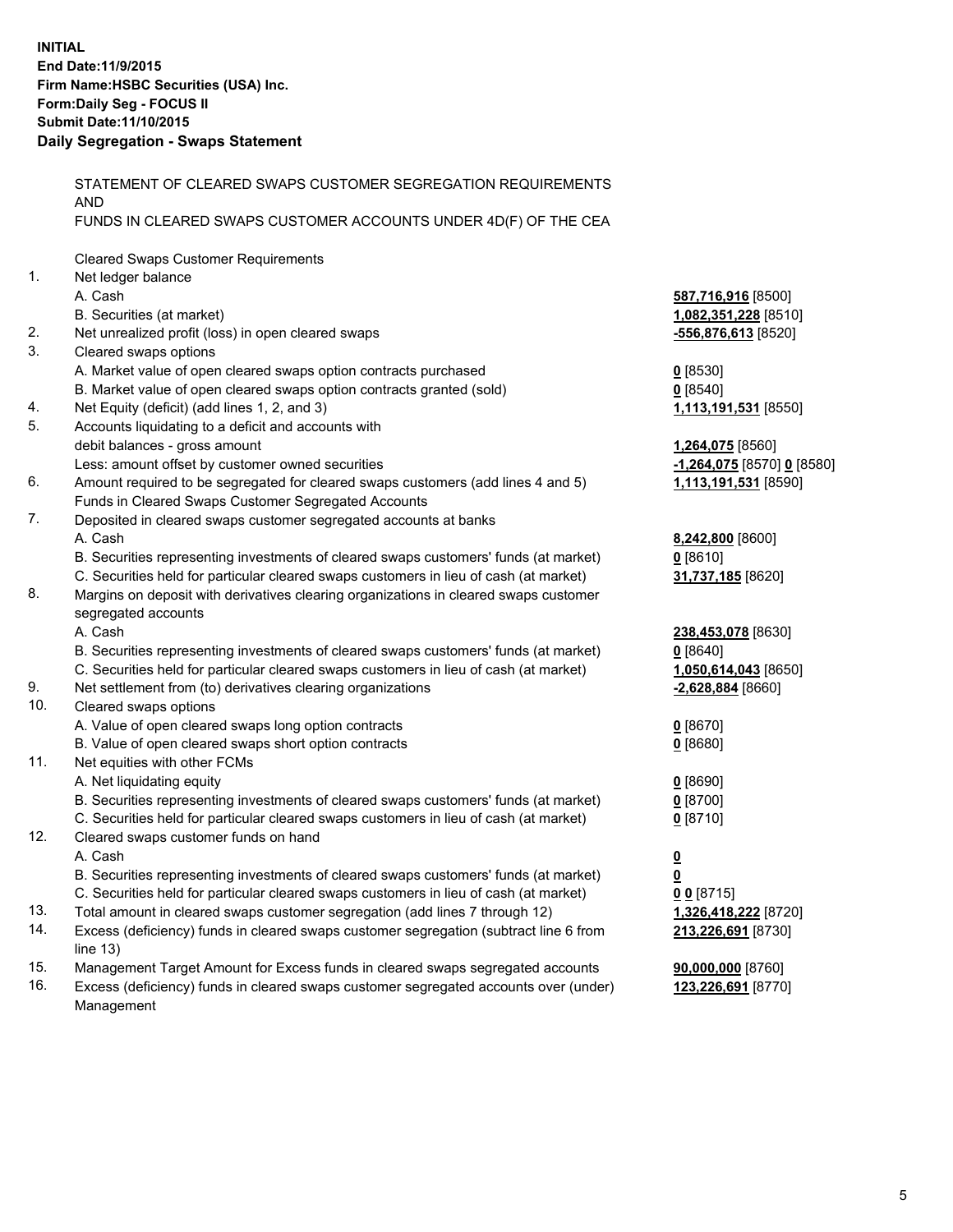**INITIAL**
**End Date:11/9/2015**
**Firm Name:HSBC Securities (USA) Inc.**
**Form:Daily Seg - FOCUS II**
**Submit Date:11/10/2015**
**Daily Segregation - Swaps Statement**

STATEMENT OF CLEARED SWAPS CUSTOMER SEGREGATION REQUIREMENTS AND FUNDS IN CLEARED SWAPS CUSTOMER ACCOUNTS UNDER 4D(F) OF THE CEA

| | | |
|---|---|---|
| | Cleared Swaps Customer Requirements | |
| 1. | Net ledger balance | |
| | A. Cash | **587,716,916** [8500] |
| | B. Securities (at market) | **1,082,351,228** [8510] |
| 2. | Net unrealized profit (loss) in open cleared swaps | **-556,876,613** [8520] |
| 3. | Cleared swaps options | |
| | A. Market value of open cleared swaps option contracts purchased | **0** [8530] |
| | B. Market value of open cleared swaps option contracts granted (sold) | **0** [8540] |
| 4. | Net Equity (deficit) (add lines 1, 2, and 3) | **1,113,191,531** [8550] |
| 5. | Accounts liquidating to a deficit and accounts with debit balances - gross amount | **1,264,075** [8560] |
| | Less: amount offset by customer owned securities | **-1,264,075** [8570] **0** [8580] |
| 6. | Amount required to be segregated for cleared swaps customers (add lines 4 and 5) | **1,113,191,531** [8590] |
| | Funds in Cleared Swaps Customer Segregated Accounts | |
| 7. | Deposited in cleared swaps customer segregated accounts at banks | |
| | A. Cash | **8,242,800** [8600] |
| | B. Securities representing investments of cleared swaps customers' funds (at market) | **0** [8610] |
| | C. Securities held for particular cleared swaps customers in lieu of cash (at market) | **31,737,185** [8620] |
| 8. | Margins on deposit with derivatives clearing organizations in cleared swaps customer segregated accounts | |
| | A. Cash | **238,453,078** [8630] |
| | B. Securities representing investments of cleared swaps customers' funds (at market) | **0** [8640] |
| | C. Securities held for particular cleared swaps customers in lieu of cash (at market) | **1,050,614,043** [8650] |
| 9. | Net settlement from (to) derivatives clearing organizations | **-2,628,884** [8660] |
| 10. | Cleared swaps options | |
| | A. Value of open cleared swaps long option contracts | **0** [8670] |
| | B. Value of open cleared swaps short option contracts | **0** [8680] |
| 11. | Net equities with other FCMs | |
| | A. Net liquidating equity | **0** [8690] |
| | B. Securities representing investments of cleared swaps customers' funds (at market) | **0** [8700] |
| | C. Securities held for particular cleared swaps customers in lieu of cash (at market) | **0** [8710] |
| 12. | Cleared swaps customer funds on hand | |
| | A. Cash | **0** |
| | B. Securities representing investments of cleared swaps customers' funds (at market) | **0** |
| | C. Securities held for particular cleared swaps customers in lieu of cash (at market) | **0** **0** [8715] |
| 13. | Total amount in cleared swaps customer segregation (add lines 7 through 12) | **1,326,418,222** [8720] |
| 14. | Excess (deficiency) funds in cleared swaps customer segregation (subtract line 6 from line 13) | **213,226,691** [8730] |
| 15. | Management Target Amount for Excess funds in cleared swaps segregated accounts | **90,000,000** [8760] |
| 16. | Excess (deficiency) funds in cleared swaps customer segregated accounts over (under) Management | **123,226,691** [8770] |